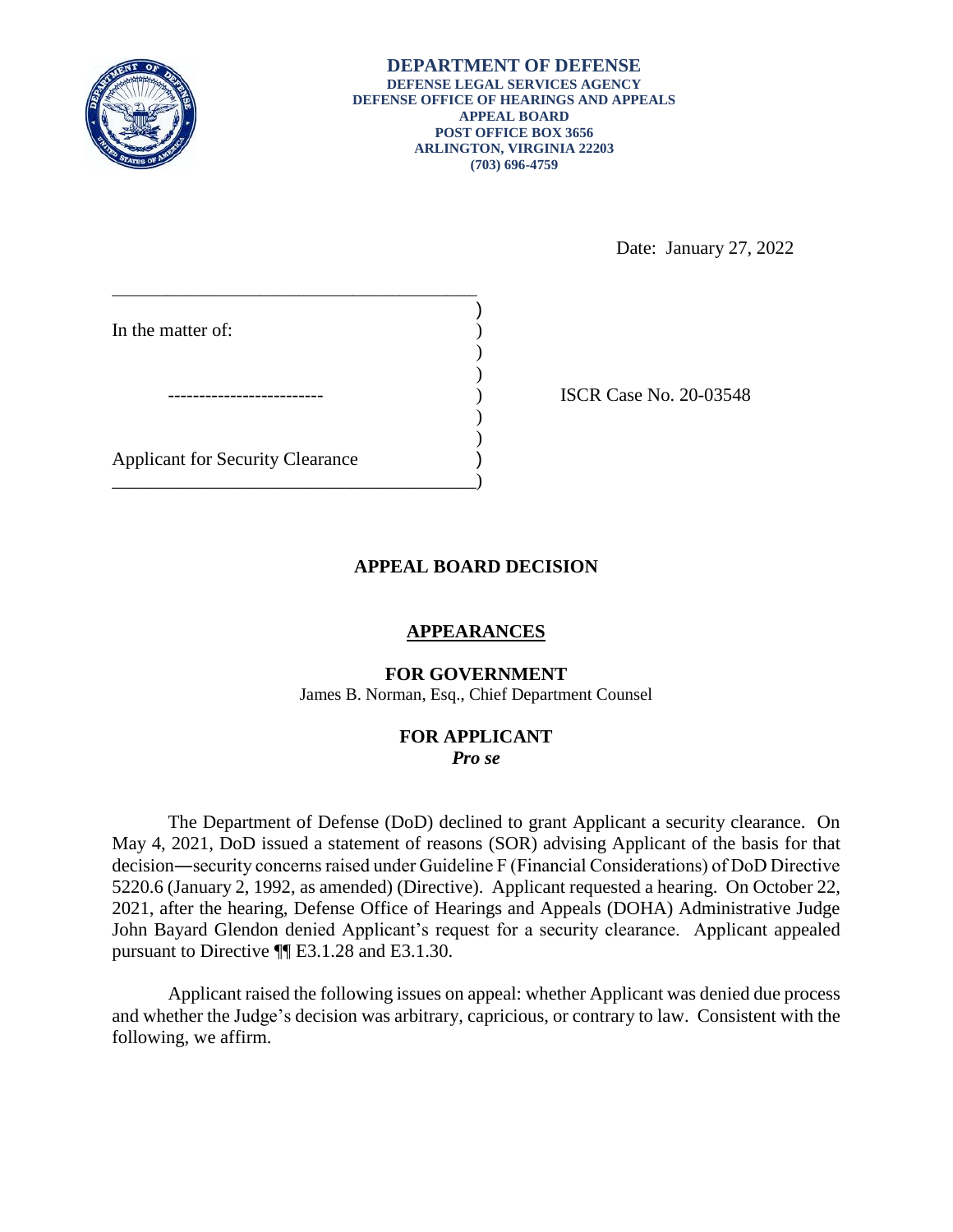**DEPARTMENT OF DEFENSE**
**DEFENSE LEGAL SERVICES AGENCY**
**DEFENSE OFFICE OF HEARINGS AND APPEALS**
**APPEAL BOARD**
**POST OFFICE BOX 3656**
**ARLINGTON, VIRGINIA 22203**
**(703) 696-4759**

Date: January 27, 2022

In the matter of:

\-------------------------

Applicant for Security Clearance

ISCR Case No. 20-03548

## APPEAL BOARD DECISION

### APPEARANCES

**FOR GOVERNMENT**
James B. Norman, Esq., Chief Department Counsel

**FOR APPLICANT**
***Pro se***

The Department of Defense (DoD) declined to grant Applicant a security clearance. On May 4, 2021, DoD issued a statement of reasons (SOR) advising Applicant of the basis for that decision—security concerns raised under Guideline F (Financial Considerations) of DoD Directive 5220.6 (January 2, 1992, as amended) (Directive). Applicant requested a hearing. On October 22, 2021, after the hearing, Defense Office of Hearings and Appeals (DOHA) Administrative Judge John Bayard Glendon denied Applicant's request for a security clearance. Applicant appealed pursuant to Directive ¶¶ E3.1.28 and E3.1.30.

Applicant raised the following issues on appeal: whether Applicant was denied due process and whether the Judge's decision was arbitrary, capricious, or contrary to law. Consistent with the following, we affirm.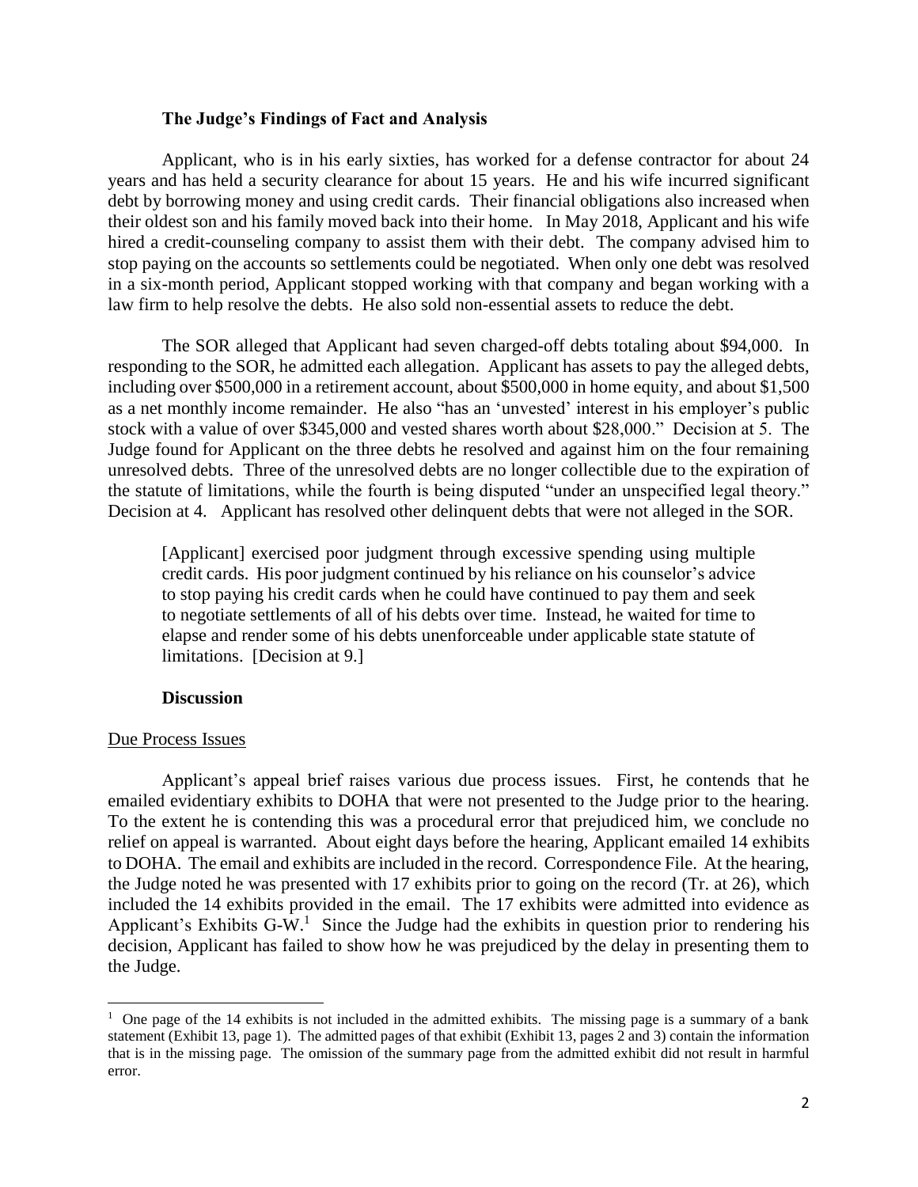### The Judge's Findings of Fact and Analysis

Applicant, who is in his early sixties, has worked for a defense contractor for about 24 years and has held a security clearance for about 15 years. He and his wife incurred significant debt by borrowing money and using credit cards. Their financial obligations also increased when their oldest son and his family moved back into their home. In May 2018, Applicant and his wife hired a credit-counseling company to assist them with their debt. The company advised him to stop paying on the accounts so settlements could be negotiated. When only one debt was resolved in a six-month period, Applicant stopped working with that company and began working with a law firm to help resolve the debts. He also sold non-essential assets to reduce the debt.

The SOR alleged that Applicant had seven charged-off debts totaling about $94,000. In responding to the SOR, he admitted each allegation. Applicant has assets to pay the alleged debts, including over $500,000 in a retirement account, about $500,000 in home equity, and about $1,500 as a net monthly income remainder. He also "has an 'unvested' interest in his employer's public stock with a value of over $345,000 and vested shares worth about $28,000." Decision at 5. The Judge found for Applicant on the three debts he resolved and against him on the four remaining unresolved debts. Three of the unresolved debts are no longer collectible due to the expiration of the statute of limitations, while the fourth is being disputed "under an unspecified legal theory." Decision at 4. Applicant has resolved other delinquent debts that were not alleged in the SOR.

> [Applicant] exercised poor judgment through excessive spending using multiple credit cards. His poor judgment continued by his reliance on his counselor's advice to stop paying his credit cards when he could have continued to pay them and seek to negotiate settlements of all of his debts over time. Instead, he waited for time to elapse and render some of his debts unenforceable under applicable state statute of limitations. [Decision at 9.]

### Discussion

Due Process Issues

Applicant's appeal brief raises various due process issues. First, he contends that he emailed evidentiary exhibits to DOHA that were not presented to the Judge prior to the hearing. To the extent he is contending this was a procedural error that prejudiced him, we conclude no relief on appeal is warranted. About eight days before the hearing, Applicant emailed 14 exhibits to DOHA. The email and exhibits are included in the record. Correspondence File. At the hearing, the Judge noted he was presented with 17 exhibits prior to going on the record (Tr. at 26), which included the 14 exhibits provided in the email. The 17 exhibits were admitted into evidence as Applicant's Exhibits G-W.[1] Since the Judge had the exhibits in question prior to rendering his decision, Applicant has failed to show how he was prejudiced by the delay in presenting them to the Judge.

[1] One page of the 14 exhibits is not included in the admitted exhibits. The missing page is a summary of a bank statement (Exhibit 13, page 1). The admitted pages of that exhibit (Exhibit 13, pages 2 and 3) contain the information that is in the missing page. The omission of the summary page from the admitted exhibit did not result in harmful error.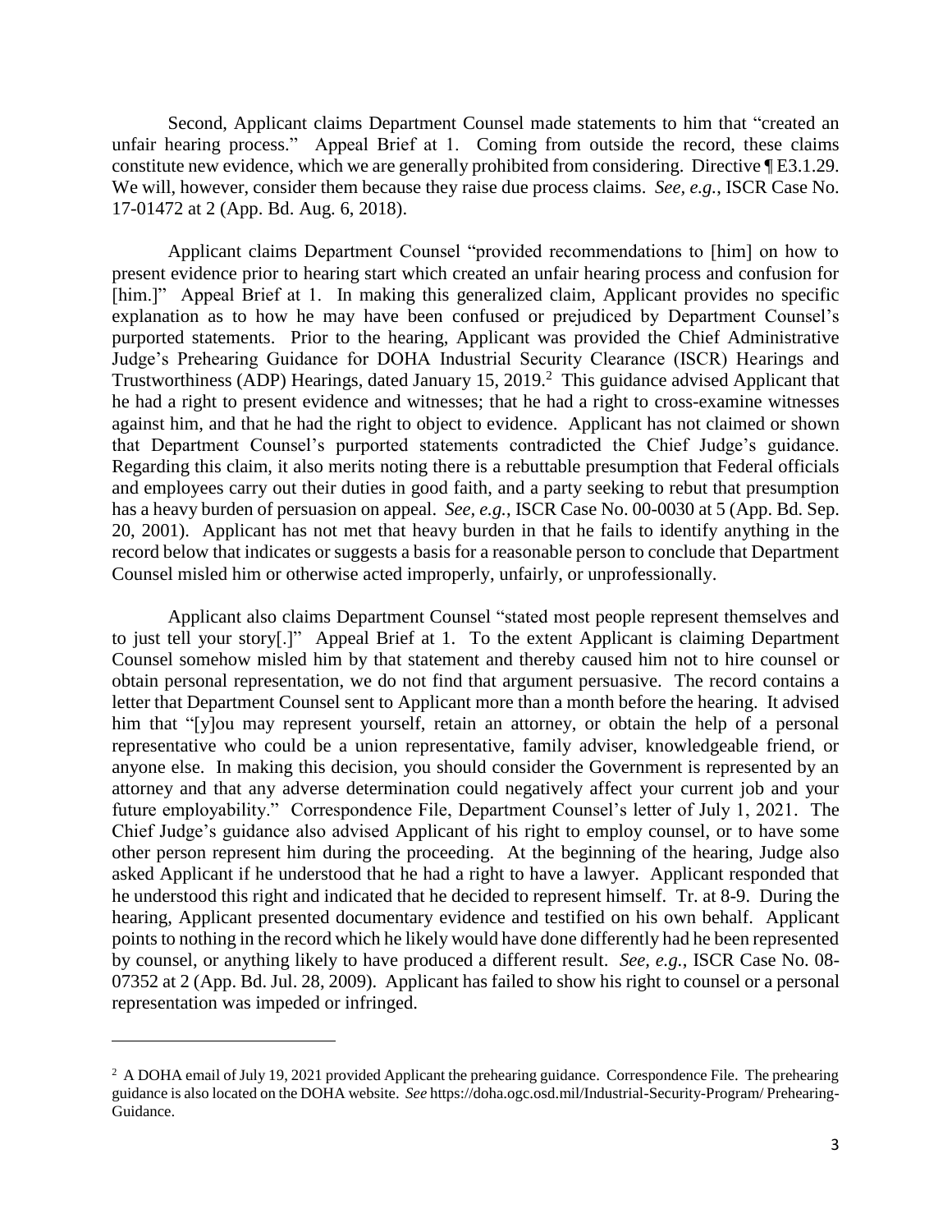Second, Applicant claims Department Counsel made statements to him that "created an unfair hearing process." Appeal Brief at 1. Coming from outside the record, these claims constitute new evidence, which we are generally prohibited from considering. Directive ¶ E3.1.29. We will, however, consider them because they raise due process claims. *See, e.g.*, ISCR Case No. 17-01472 at 2 (App. Bd. Aug. 6, 2018).

Applicant claims Department Counsel "provided recommendations to [him] on how to present evidence prior to hearing start which created an unfair hearing process and confusion for [him.]" Appeal Brief at 1. In making this generalized claim, Applicant provides no specific explanation as to how he may have been confused or prejudiced by Department Counsel's purported statements. Prior to the hearing, Applicant was provided the Chief Administrative Judge's Prehearing Guidance for DOHA Industrial Security Clearance (ISCR) Hearings and Trustworthiness (ADP) Hearings, dated January 15, 2019.[2] This guidance advised Applicant that he had a right to present evidence and witnesses; that he had a right to cross-examine witnesses against him, and that he had the right to object to evidence. Applicant has not claimed or shown that Department Counsel's purported statements contradicted the Chief Judge's guidance. Regarding this claim, it also merits noting there is a rebuttable presumption that Federal officials and employees carry out their duties in good faith, and a party seeking to rebut that presumption has a heavy burden of persuasion on appeal. *See, e.g.*, ISCR Case No. 00-0030 at 5 (App. Bd. Sep. 20, 2001). Applicant has not met that heavy burden in that he fails to identify anything in the record below that indicates or suggests a basis for a reasonable person to conclude that Department Counsel misled him or otherwise acted improperly, unfairly, or unprofessionally.

Applicant also claims Department Counsel "stated most people represent themselves and to just tell your story[.]" Appeal Brief at 1. To the extent Applicant is claiming Department Counsel somehow misled him by that statement and thereby caused him not to hire counsel or obtain personal representation, we do not find that argument persuasive. The record contains a letter that Department Counsel sent to Applicant more than a month before the hearing. It advised him that "[y]ou may represent yourself, retain an attorney, or obtain the help of a personal representative who could be a union representative, family adviser, knowledgeable friend, or anyone else. In making this decision, you should consider the Government is represented by an attorney and that any adverse determination could negatively affect your current job and your future employability." Correspondence File, Department Counsel's letter of July 1, 2021. The Chief Judge's guidance also advised Applicant of his right to employ counsel, or to have some other person represent him during the proceeding. At the beginning of the hearing, Judge also asked Applicant if he understood that he had a right to have a lawyer. Applicant responded that he understood this right and indicated that he decided to represent himself. Tr. at 8-9. During the hearing, Applicant presented documentary evidence and testified on his own behalf. Applicant points to nothing in the record which he likely would have done differently had he been represented by counsel, or anything likely to have produced a different result. *See, e.g.*, ISCR Case No. 08-07352 at 2 (App. Bd. Jul. 28, 2009). Applicant has failed to show his right to counsel or a personal representation was impeded or infringed.

---

[2] A DOHA email of July 19, 2021 provided Applicant the prehearing guidance. Correspondence File. The prehearing guidance is also located on the DOHA website. *See* https://doha.ogc.osd.mil/Industrial-Security-Program/ Prehearing-Guidance.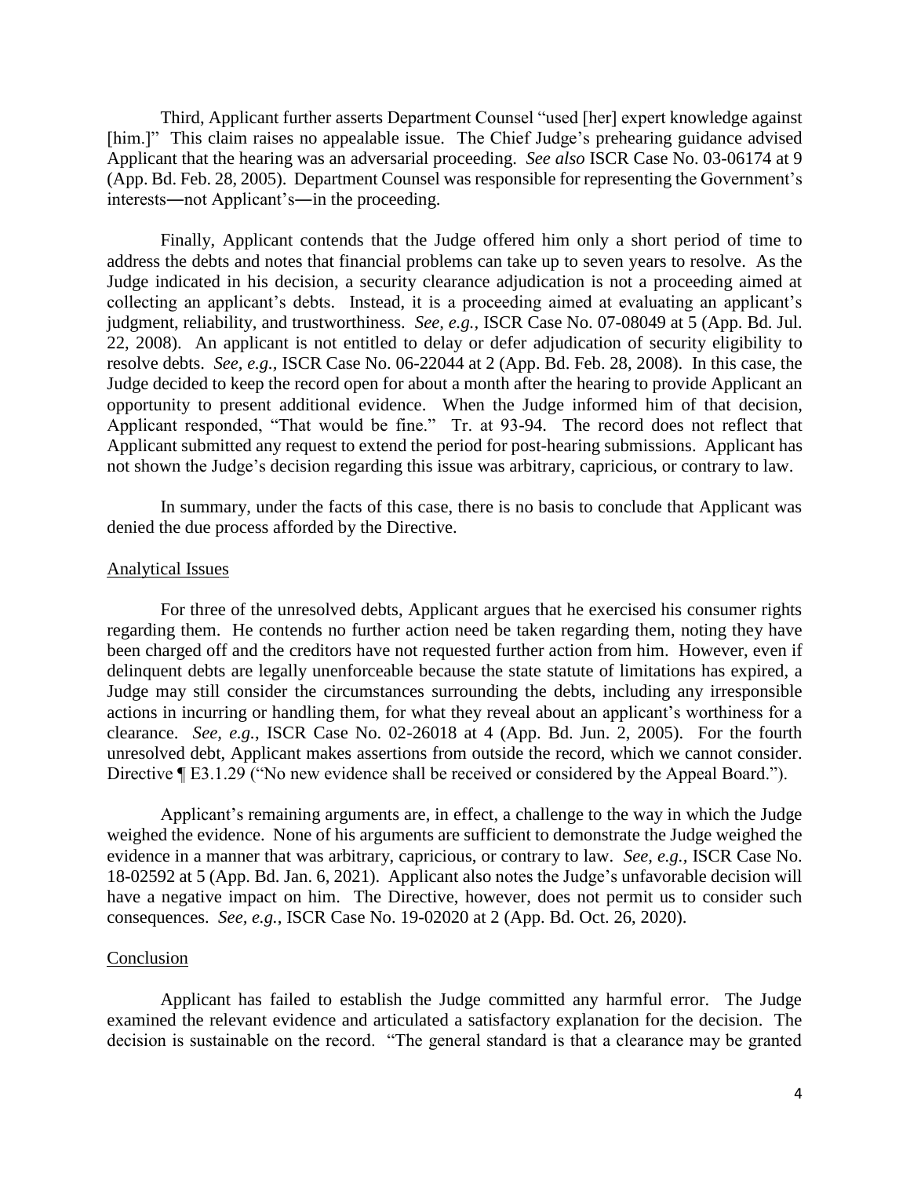Third, Applicant further asserts Department Counsel "used [her] expert knowledge against [him.]" This claim raises no appealable issue. The Chief Judge's prehearing guidance advised Applicant that the hearing was an adversarial proceeding. *See also* ISCR Case No. 03-06174 at 9 (App. Bd. Feb. 28, 2005). Department Counsel was responsible for representing the Government's interests―not Applicant's―in the proceeding.

Finally, Applicant contends that the Judge offered him only a short period of time to address the debts and notes that financial problems can take up to seven years to resolve. As the Judge indicated in his decision, a security clearance adjudication is not a proceeding aimed at collecting an applicant's debts. Instead, it is a proceeding aimed at evaluating an applicant's judgment, reliability, and trustworthiness. *See, e.g.*, ISCR Case No. 07-08049 at 5 (App. Bd. Jul. 22, 2008). An applicant is not entitled to delay or defer adjudication of security eligibility to resolve debts. *See, e.g.*, ISCR Case No. 06-22044 at 2 (App. Bd. Feb. 28, 2008). In this case, the Judge decided to keep the record open for about a month after the hearing to provide Applicant an opportunity to present additional evidence. When the Judge informed him of that decision, Applicant responded, "That would be fine." Tr. at 93-94. The record does not reflect that Applicant submitted any request to extend the period for post-hearing submissions. Applicant has not shown the Judge's decision regarding this issue was arbitrary, capricious, or contrary to law.

In summary, under the facts of this case, there is no basis to conclude that Applicant was denied the due process afforded by the Directive.

## Analytical Issues

For three of the unresolved debts, Applicant argues that he exercised his consumer rights regarding them. He contends no further action need be taken regarding them, noting they have been charged off and the creditors have not requested further action from him. However, even if delinquent debts are legally unenforceable because the state statute of limitations has expired, a Judge may still consider the circumstances surrounding the debts, including any irresponsible actions in incurring or handling them, for what they reveal about an applicant's worthiness for a clearance. *See, e.g.*, ISCR Case No. 02-26018 at 4 (App. Bd. Jun. 2, 2005). For the fourth unresolved debt, Applicant makes assertions from outside the record, which we cannot consider. Directive ¶ E3.1.29 ("No new evidence shall be received or considered by the Appeal Board.").

Applicant's remaining arguments are, in effect, a challenge to the way in which the Judge weighed the evidence. None of his arguments are sufficient to demonstrate the Judge weighed the evidence in a manner that was arbitrary, capricious, or contrary to law. *See, e.g.*, ISCR Case No. 18-02592 at 5 (App. Bd. Jan. 6, 2021). Applicant also notes the Judge's unfavorable decision will have a negative impact on him. The Directive, however, does not permit us to consider such consequences. *See, e.g.*, ISCR Case No. 19-02020 at 2 (App. Bd. Oct. 26, 2020).

## Conclusion

Applicant has failed to establish the Judge committed any harmful error. The Judge examined the relevant evidence and articulated a satisfactory explanation for the decision. The decision is sustainable on the record. "The general standard is that a clearance may be granted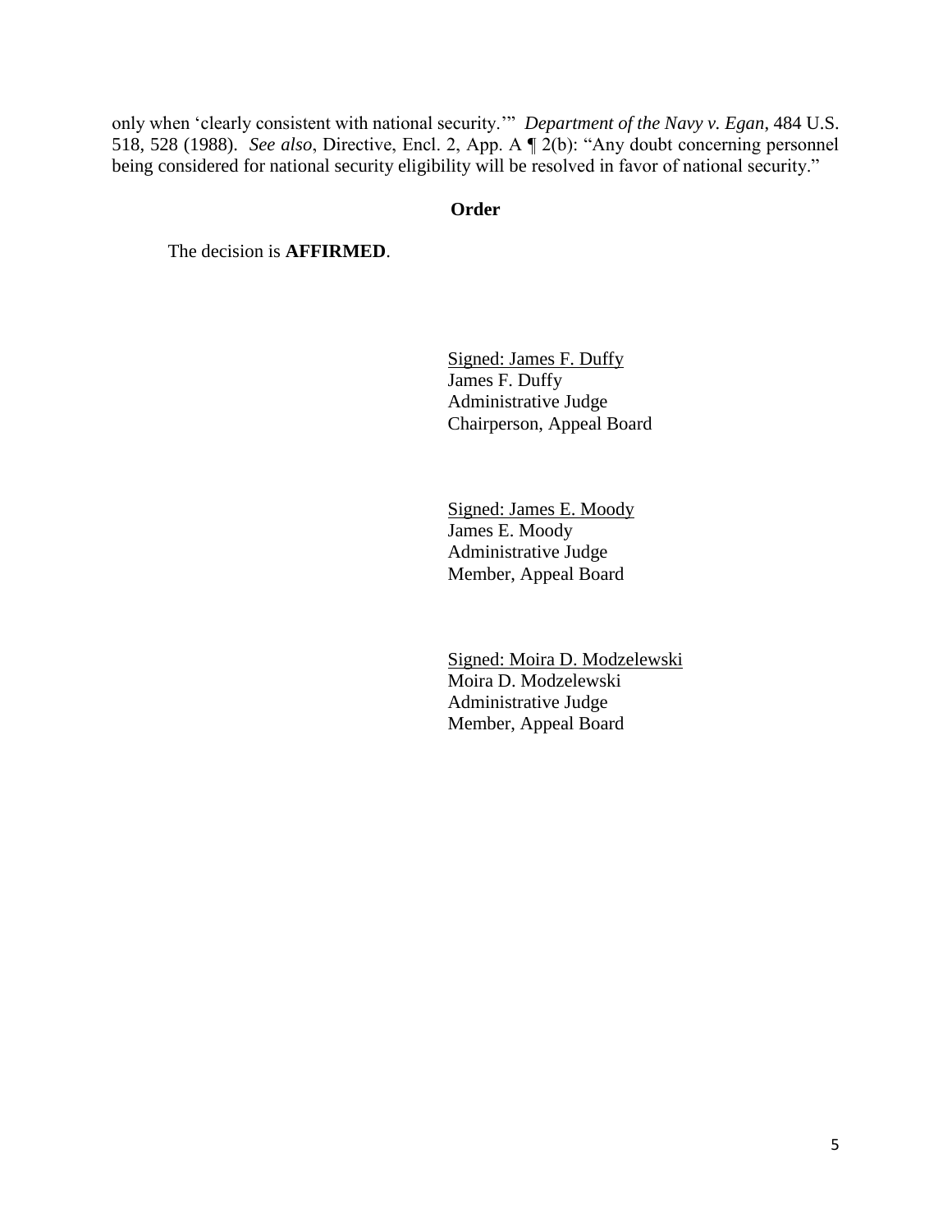only when 'clearly consistent with national security.'" *Department of the Navy v. Egan*, 484 U.S. 518, 528 (1988). *See also*, Directive, Encl. 2, App. A ¶ 2(b): "Any doubt concerning personnel being considered for national security eligibility will be resolved in favor of national security."

**Order**

The decision is **AFFIRMED**.

Signed: James F. Duffy
James F. Duffy
Administrative Judge
Chairperson, Appeal Board

Signed: James E. Moody
James E. Moody
Administrative Judge
Member, Appeal Board

Signed: Moira D. Modzelewski
Moira D. Modzelewski
Administrative Judge
Member, Appeal Board